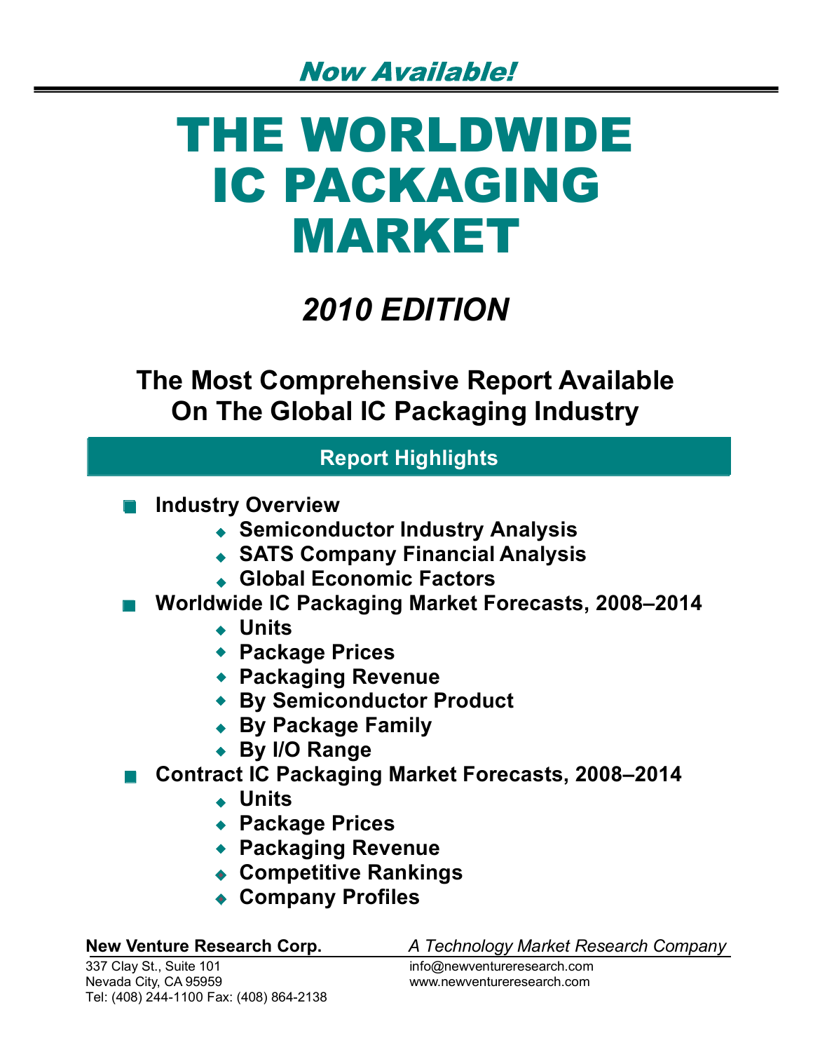*Now Available!*

# THE WORLDWIDE IC PACKAGING MARKET

## *2010 EDITION*

## The Most Comprehensive Report Available On The Global IC Packaging Industry

### Report Highlights

- **Industry Overview**
  - **Semiconductor Industry Analysis**
  - **SATS Company Financial Analysis**
  - **Global Economic Factors**
- **Worldwide IC Packaging Market Forecasts, 2008–2014**
  - **Units**
  - **Package Prices**
  - **Packaging Revenue**
  - **By Semiconductor Product**
  - **By Package Family**
  - **By I/O Range**
- **Contract IC Packaging Market Forecasts, 2008–2014**
  - **Units**
  - **Package Prices**
  - **Packaging Revenue**
  - **Competitive Rankings**
  - **Company Profiles**

**New Venture Research Corp.** *A Technology Market Research Company*

337 Clay St., Suite 101
Nevada City, CA 95959
Tel: (408) 244-1100 Fax: (408) 864-2138

info@newventureresearch.com
www.newventureresearch.com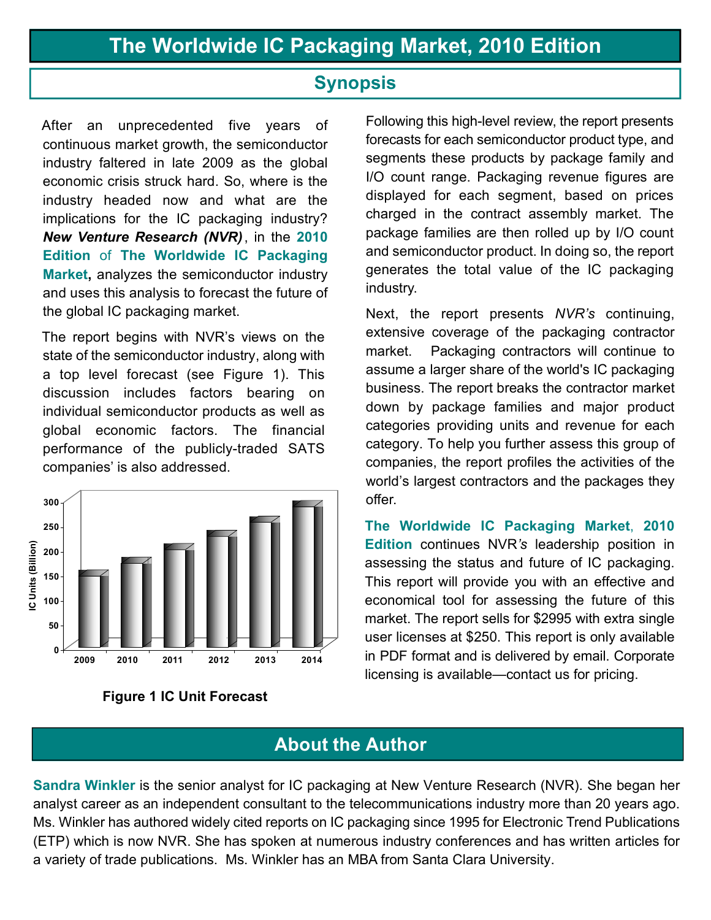# The Worldwide IC Packaging Market, 2010 Edition

## Synopsis

After an unprecedented five years of continuous market growth, the semiconductor industry faltered in late 2009 as the global economic crisis struck hard. So, where is the industry headed now and what are the implications for the IC packaging industry? ***New Venture Research (NVR)***, in the **2010 Edition** of **The Worldwide IC Packaging Market,** analyzes the semiconductor industry and uses this analysis to forecast the future of the global IC packaging market.

The report begins with NVR's views on the state of the semiconductor industry, along with a top level forecast (see Figure 1). This discussion includes factors bearing on individual semiconductor products as well as global economic factors. The financial performance of the publicly-traded SATS companies' is also addressed.

**Figure 1 IC Unit Forecast**

Following this high-level review, the report presents forecasts for each semiconductor product type, and segments these products by package family and I/O count range. Packaging revenue figures are displayed for each segment, based on prices charged in the contract assembly market. The package families are then rolled up by I/O count and semiconductor product. In doing so, the report generates the total value of the IC packaging industry.

Next, the report presents *NVR's* continuing, extensive coverage of the packaging contractor market. Packaging contractors will continue to assume a larger share of the world's IC packaging business. The report breaks the contractor market down by package families and major product categories providing units and revenue for each category. To help you further assess this group of companies, the report profiles the activities of the world's largest contractors and the packages they offer.

**The Worldwide IC Packaging Market**, **2010 Edition** continues NVR*'s* leadership position in assessing the status and future of IC packaging. This report will provide you with an effective and economical tool for assessing the future of this market. The report sells for $2995 with extra single user licenses at $250. This report is only available in PDF format and is delivered by email. Corporate licensing is available—contact us for pricing.

## About the Author

**Sandra Winkler** is the senior analyst for IC packaging at New Venture Research (NVR). She began her analyst career as an independent consultant to the telecommunications industry more than 20 years ago. Ms. Winkler has authored widely cited reports on IC packaging since 1995 for Electronic Trend Publications (ETP) which is now NVR. She has spoken at numerous industry conferences and has written articles for a variety of trade publications. Ms. Winkler has an MBA from Santa Clara University.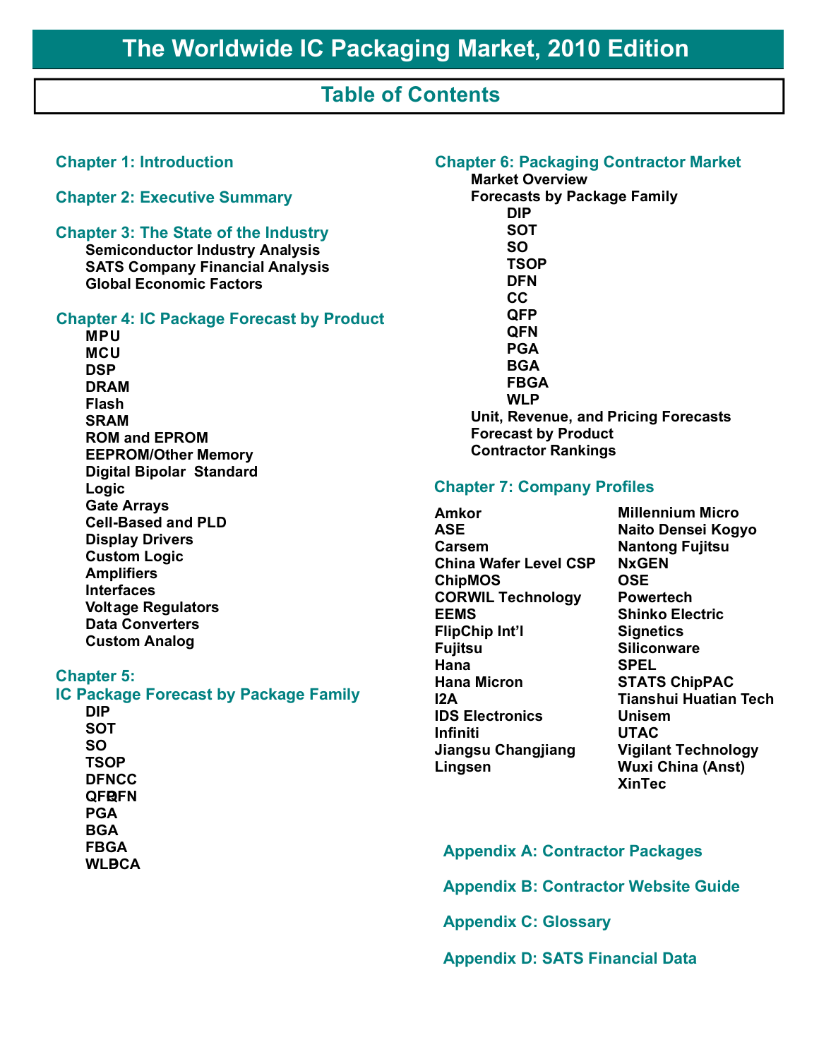# The Worldwide IC Packaging Market, 2010 Edition

## Table of Contents

### Chapter 1: Introduction

### Chapter 2: Executive Summary

### Chapter 3: The State of the Industry

- Semiconductor Industry Analysis
- SATS Company Financial Analysis
- Global Economic Factors

### Chapter 4: IC Package Forecast by Product

- MPU
- MCU
- DSP
- DRAM
- Flash
- SRAM
- ROM and EPROM
- EEPROM/Other Memory
- Digital Bipolar Standard
- Logic
- Gate Arrays
- Cell-Based and PLD
- Display Drivers
- Custom Logic
- Amplifiers
- Interfaces
- Voltage Regulators
- Data Converters
- Custom Analog

### Chapter 5: IC Package Forecast by Package Family

- DIP
- SOT
- SO
- TSOP
- DFN
- CC
- QFP
- QFN
- PGA
- BGA
- FBGA
- WLP
- DCA

### Chapter 6: Packaging Contractor Market

- Market Overview
- Forecasts by Package Family
  - DIP
  - SOT
  - SO
  - TSOP
  - DFN
  - CC
  - QFP
  - QFN
  - PGA
  - BGA
  - FBGA
  - WLP
- Unit, Revenue, and Pricing Forecasts
- Forecast by Product
- Contractor Rankings

### Chapter 7: Company Profiles

- Amkor
- ASE
- Carsem
- China Wafer Level CSP
- ChipMOS
- CORWIL Technology
- EEMS
- FlipChip Int'l
- Fujitsu
- Hana
- Hana Micron
- I2A
- IDS Electronics
- Infiniti
- Jiangsu Changjiang
- Lingsen
- Millennium Micro
- Naito Densei Kogyo
- Nantong Fujitsu
- NxGEN
- OSE
- Powertech
- Shinko Electric
- Signetics
- Siliconware
- SPEL
- STATS ChipPAC
- Tianshui Huatian Tech
- Unisem
- UTAC
- Vigilant Technology
- Wuxi China (Anst)
- XinTec

### Appendix A: Contractor Packages

### Appendix B: Contractor Website Guide

### Appendix C: Glossary

### Appendix D: SATS Financial Data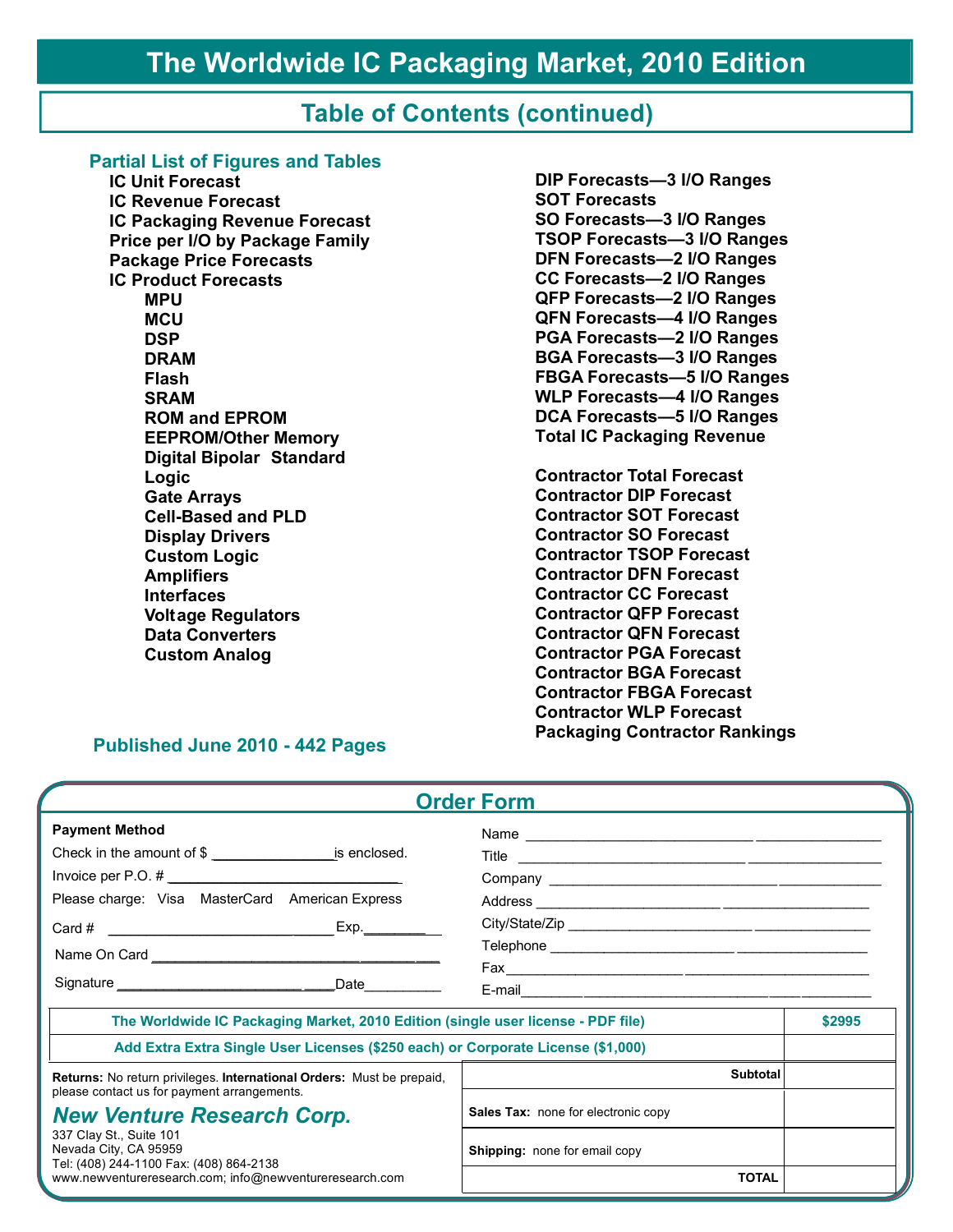# The Worldwide IC Packaging Market, 2010 Edition

## Table of Contents (continued)

### Partial List of Figures and Tables

- **IC Unit Forecast**
- **IC Revenue Forecast**
- **IC Packaging Revenue Forecast**
- **Price per I/O by Package Family**
- **Package Price Forecasts**
- **IC Product Forecasts**
  - **MPU**
  - **MCU**
  - **DSP**
  - **DRAM**
  - **Flash**
  - **SRAM**
  - **ROM and EPROM**
  - **EEPROM/Other Memory**
  - **Digital Bipolar Standard**
  - **Logic**
  - **Gate Arrays**
  - **Cell-Based and PLD**
  - **Display Drivers**
  - **Custom Logic**
  - **Amplifiers**
  - **Interfaces**
  - **Voltage Regulators**
  - **Data Converters**
  - **Custom Analog**
- **DIP Forecasts—3 I/O Ranges**
- **SOT Forecasts**
- **SO Forecasts—3 I/O Ranges**
- **TSOP Forecasts—3 I/O Ranges**
- **DFN Forecasts—2 I/O Ranges**
- **CC Forecasts—2 I/O Ranges**
- **QFP Forecasts—2 I/O Ranges**
- **QFN Forecasts—4 I/O Ranges**
- **PGA Forecasts—2 I/O Ranges**
- **BGA Forecasts—3 I/O Ranges**
- **FBGA Forecasts—5 I/O Ranges**
- **WLP Forecasts—4 I/O Ranges**
- **DCA Forecasts—5 I/O Ranges**
- **Total IC Packaging Revenue**

- **Contractor Total Forecast**
- **Contractor DIP Forecast**
- **Contractor SOT Forecast**
- **Contractor SO Forecast**
- **Contractor TSOP Forecast**
- **Contractor DFN Forecast**
- **Contractor CC Forecast**
- **Contractor QFP Forecast**
- **Contractor QFN Forecast**
- **Contractor PGA Forecast**
- **Contractor BGA Forecast**
- **Contractor FBGA Forecast**
- **Contractor WLP Forecast**
- **Packaging Contractor Rankings**

**Published June 2010 - 442 Pages**

## Order Form

**Payment Method**

Check in the amount of $ ________________ is enclosed.

Invoice per P.O. # ______________________________

Please charge: Visa MasterCard American Express

Card # ______________________________ Exp.________

Name On Card ____________________________________

Signature ______________________________ Date__________

Name ____________________________________________

Title ____________________________________________

Company __________________________________________

Address __________________________________________

City/State/Zip ____________________________________

Telephone ________________________________________

Fax ______________________________________________

E-mail ___________________________________________

| | |
|---|---|
| **The Worldwide IC Packaging Market, 2010 Edition (single user license - PDF file)** | **$2995** |
| **Add Extra Extra Single User Licenses ($250 each) or Corporate License ($1,000)** | |
| **Subtotal** | |
| **Sales Tax:** none for electronic copy | |
| **Shipping:** none for email copy | |
| **TOTAL** | |

**Returns:** No return privileges. **International Orders:** Must be prepaid, please contact us for payment arrangements.

***New Venture Research Corp.***

337 Clay St., Suite 101
Nevada City, CA 95959
Tel: (408) 244-1100 Fax: (408) 864-2138
www.newventureresearch.com; info@newventureresearch.com